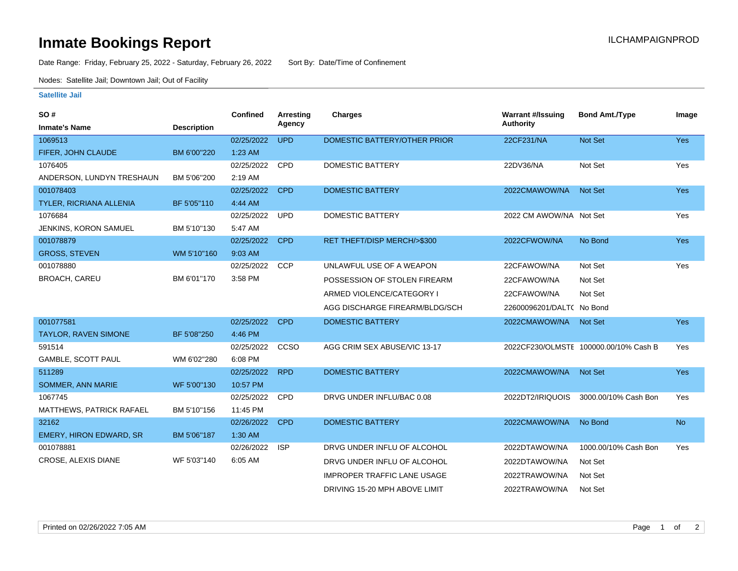# Inmate Bookings Report

ILCHAMPAIGNPROD

Date Range: Friday, February 25, 2022 - Saturday, February 26, 2022 Sort By: Date/Time of Confinement

Nodes: Satellite Jail; Downtown Jail; Out of Facility

### Satellite Jail

| SO # / Inmate's Name | Description | Confined | Arresting Agency | Charges | Warrant #/Issuing Authority | Bond Amt./Type | Image |
|---|---|---|---|---|---|---|---|
| 1069513 FIFER, JOHN CLAUDE | BM 6'00"220 | 02/25/2022 1:23 AM | UPD | DOMESTIC BATTERY/OTHER PRIOR | 22CF231/NA | Not Set | Yes |
| 1076405 ANDERSON, LUNDYN TRESHAUN | BM 5'06"200 | 02/25/2022 2:19 AM | CPD | DOMESTIC BATTERY | 22DV36/NA | Not Set | Yes |
| 001078403 TYLER, RICRIANA ALLENIA | BF 5'05"110 | 02/25/2022 4:44 AM | CPD | DOMESTIC BATTERY | 2022CMAWOW/NA | Not Set | Yes |
| 1076684 JENKINS, KORON SAMUEL | BM 5'10"130 | 02/25/2022 5:47 AM | UPD | DOMESTIC BATTERY | 2022 CM AWOW/NA | Not Set | Yes |
| 001078879 GROSS, STEVEN | WM 5'10"160 | 02/25/2022 9:03 AM | CPD | RET THEFT/DISP MERCH/>$300 | 2022CFWOW/NA | No Bond | Yes |
| 001078880 BROACH, CAREU | BM 6'01"170 | 02/25/2022 3:58 PM | CCP | UNLAWFUL USE OF A WEAPON | 22CFAWOW/NA | Not Set | Yes |
| | | | | POSSESSION OF STOLEN FIREARM | 22CFAWOW/NA | Not Set | |
| | | | | ARMED VIOLENCE/CATEGORY I | 22CFAWOW/NA | Not Set | |
| | | | | AGG DISCHARGE FIREARM/BLDG/SCH | 22600096201/DALTC | No Bond | |
| 001077581 TAYLOR, RAVEN SIMONE | BF 5'08"250 | 02/25/2022 4:46 PM | CPD | DOMESTIC BATTERY | 2022CMAWOW/NA | Not Set | Yes |
| 591514 GAMBLE, SCOTT PAUL | WM 6'02"280 | 02/25/2022 6:08 PM | CCSO | AGG CRIM SEX ABUSE/VIC 13-17 | 2022CF230/OLMSTE | 100000.00/10% Cash B | Yes |
| 511289 SOMMER, ANN MARIE | WF 5'00"130 | 02/25/2022 10:57 PM | RPD | DOMESTIC BATTERY | 2022CMAWOW/NA | Not Set | Yes |
| 1067745 MATTHEWS, PATRICK RAFAEL | BM 5'10"156 | 02/25/2022 11:45 PM | CPD | DRVG UNDER INFLU/BAC 0.08 | 2022DT2/IRIQUOIS | 3000.00/10% Cash Bon | Yes |
| 32162 EMERY, HIRON EDWARD, SR | BM 5'06"187 | 02/26/2022 1:30 AM | CPD | DOMESTIC BATTERY | 2022CMAWOW/NA | No Bond | No |
| 001078881 CROSE, ALEXIS DIANE | WF 5'03"140 | 02/26/2022 6:05 AM | ISP | DRVG UNDER INFLU OF ALCOHOL | 2022DTAWOW/NA | 1000.00/10% Cash Bon | Yes |
| | | | | DRVG UNDER INFLU OF ALCOHOL | 2022DTAWOW/NA | Not Set | |
| | | | | IMPROPER TRAFFIC LANE USAGE | 2022TRAWOW/NA | Not Set | |
| | | | | DRIVING 15-20 MPH ABOVE LIMIT | 2022TRAWOW/NA | Not Set | |

Printed on 02/26/2022 7:05 AM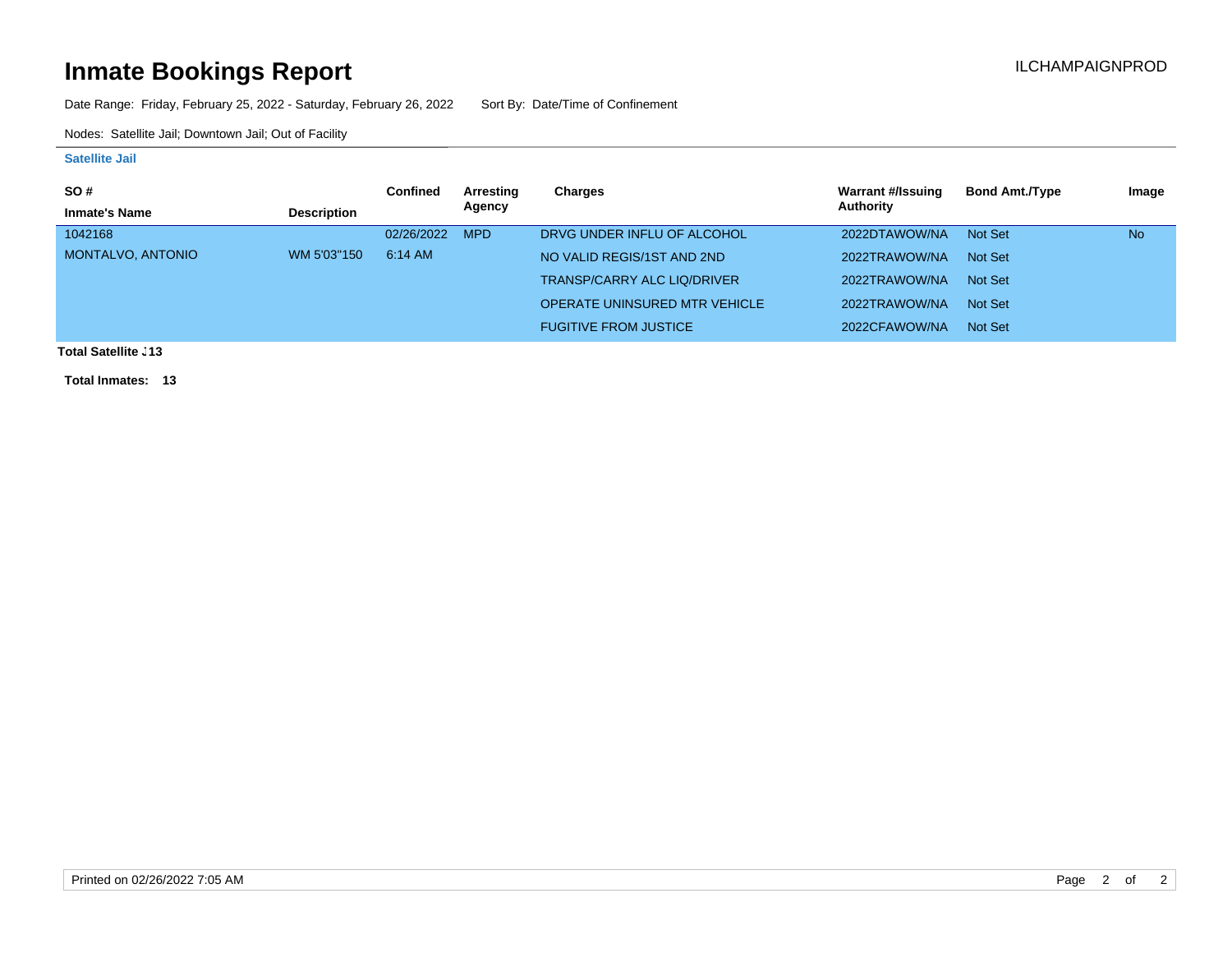# Inmate Bookings Report

ILCHAMPAIGNPROD

Date Range: Friday, February 25, 2022 - Saturday, February 26, 2022    Sort By: Date/Time of Confinement

Nodes: Satellite Jail; Downtown Jail; Out of Facility

### Satellite Jail

| SO # / Inmate's Name | Description | Confined | Arresting Agency | Charges | Warrant #/Issuing Authority | Bond Amt./Type | Image |
|---|---|---|---|---|---|---|---|
| 1042168 | | 02/26/2022 | MPD | DRVG UNDER INFLU OF ALCOHOL | 2022DTAWOW/NA | Not Set | No |
| MONTALVO, ANTONIO | WM 5'03"150 | 6:14 AM | | NO VALID REGIS/1ST AND 2ND | 2022TRAWOW/NA | Not Set | |
| | | | | TRANSP/CARRY ALC LIQ/DRIVER | 2022TRAWOW/NA | Not Set | |
| | | | | OPERATE UNINSURED MTR VEHICLE | 2022TRAWOW/NA | Not Set | |
| | | | | FUGITIVE FROM JUSTICE | 2022CFAWOW/NA | Not Set | |

**Total Satellite J 13**

**Total Inmates: 13**

Printed on 02/26/2022 7:05 AM